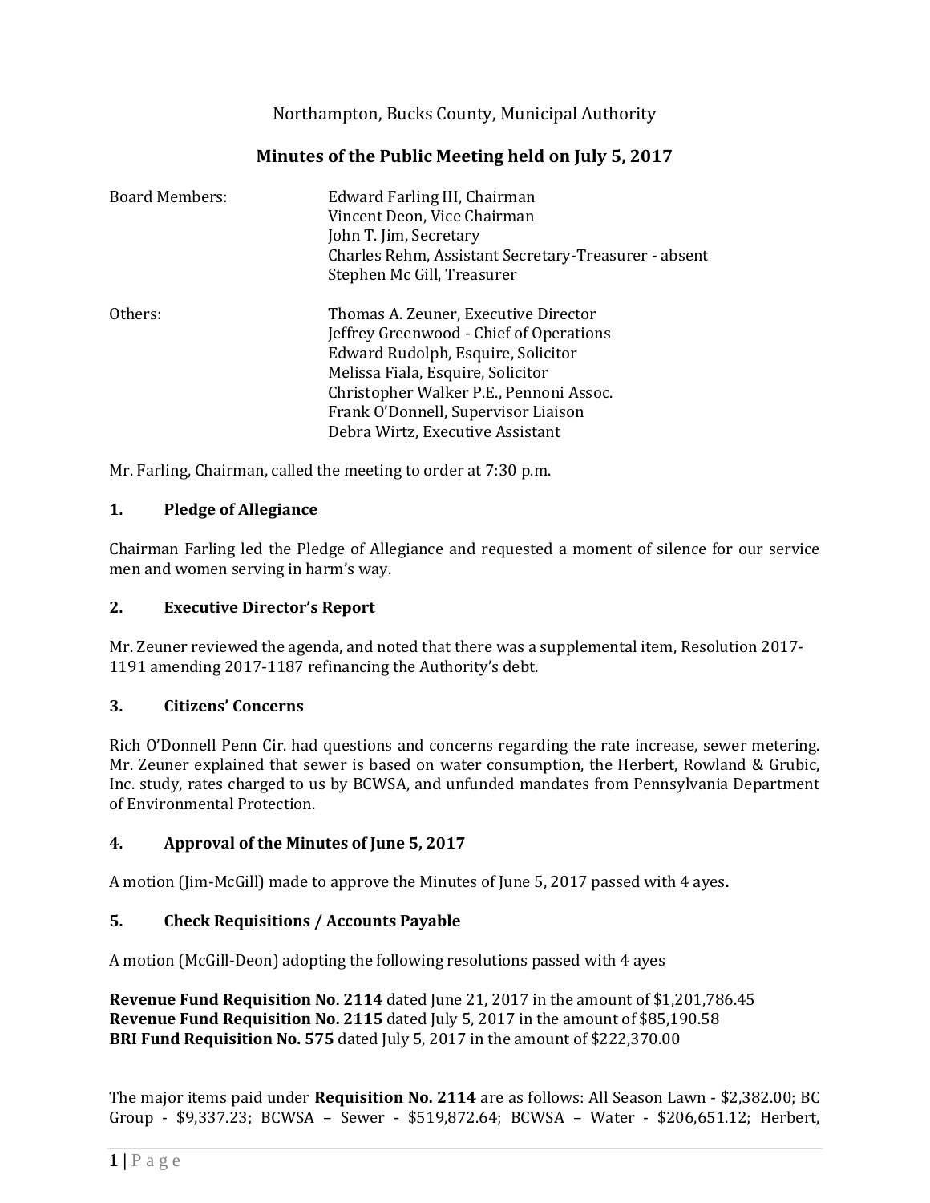Northampton, Bucks County, Municipal Authority

# Minutes of the Public Meeting held on July 5, 2017

| | |
|---|---|
| Board Members: | Edward Farling III, Chairman<br>Vincent Deon, Vice Chairman<br>John T. Jim, Secretary<br>Charles Rehm, Assistant Secretary-Treasurer - absent<br>Stephen Mc Gill, Treasurer |
| Others: | Thomas A. Zeuner, Executive Director<br>Jeffrey Greenwood - Chief of Operations<br>Edward Rudolph, Esquire, Solicitor<br>Melissa Fiala, Esquire, Solicitor<br>Christopher Walker P.E., Pennoni Assoc.<br>Frank O'Donnell, Supervisor Liaison<br>Debra Wirtz, Executive Assistant |

Mr. Farling, Chairman, called the meeting to order at 7:30 p.m.

## 1. Pledge of Allegiance

Chairman Farling led the Pledge of Allegiance and requested a moment of silence for our service men and women serving in harm's way.

## 2. Executive Director's Report

Mr. Zeuner reviewed the agenda, and noted that there was a supplemental item, Resolution 2017-1191 amending 2017-1187 refinancing the Authority's debt.

## 3. Citizens' Concerns

Rich O'Donnell Penn Cir. had questions and concerns regarding the rate increase, sewer metering. Mr. Zeuner explained that sewer is based on water consumption, the Herbert, Rowland & Grubic, Inc. study, rates charged to us by BCWSA, and unfunded mandates from Pennsylvania Department of Environmental Protection.

## 4. Approval of the Minutes of June 5, 2017

A motion (Jim-McGill) made to approve the Minutes of June 5, 2017 passed with 4 ayes**.**

## 5. Check Requisitions / Accounts Payable

A motion (McGill-Deon) adopting the following resolutions passed with 4 ayes

**Revenue Fund Requisition No. 2114** dated June 21, 2017 in the amount of $1,201,786.45
**Revenue Fund Requisition No. 2115** dated July 5, 2017 in the amount of $85,190.58
**BRI Fund Requisition No. 575** dated July 5, 2017 in the amount of $222,370.00

The major items paid under **Requisition No. 2114** are as follows: All Season Lawn - $2,382.00; BC Group - $9,337.23; BCWSA – Sewer - $519,872.64; BCWSA – Water - $206,651.12; Herbert,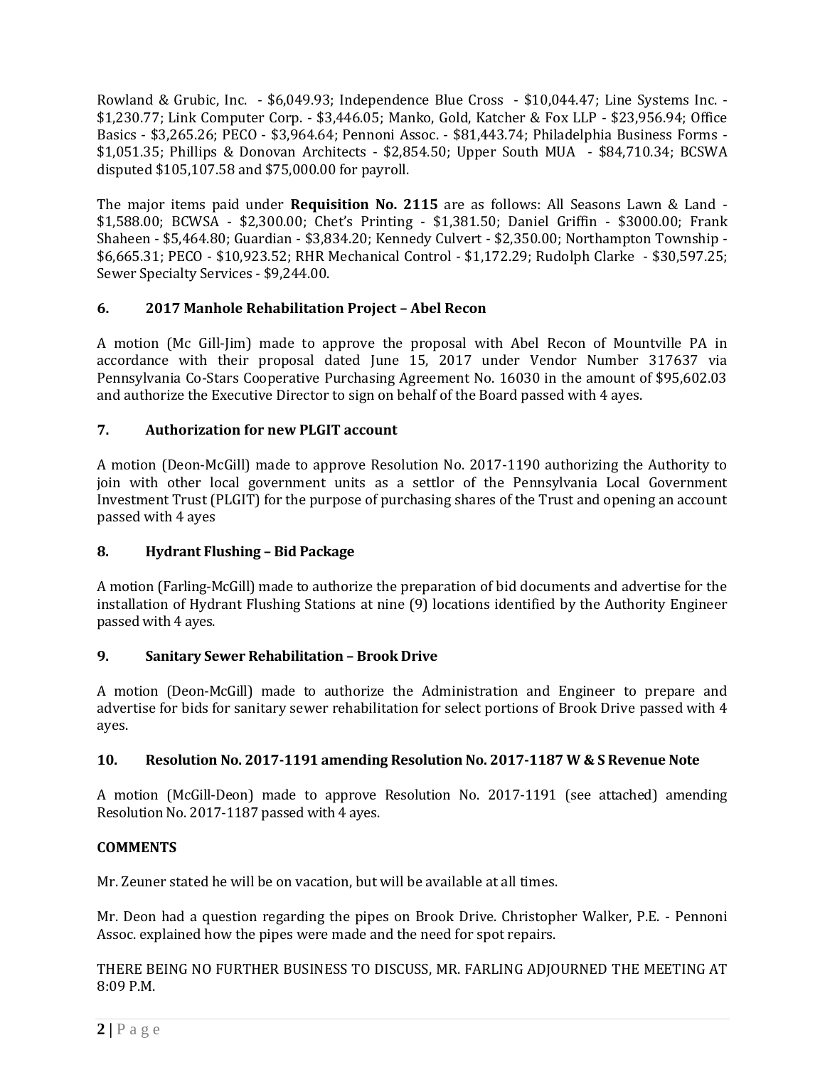Rowland & Grubic, Inc. - $6,049.93; Independence Blue Cross - $10,044.47; Line Systems Inc. - $1,230.77; Link Computer Corp. - $3,446.05; Manko, Gold, Katcher & Fox LLP - $23,956.94; Office Basics - $3,265.26; PECO - $3,964.64; Pennoni Assoc. - $81,443.74; Philadelphia Business Forms - $1,051.35; Phillips & Donovan Architects - $2,854.50; Upper South MUA - $84,710.34; BCSWA disputed $105,107.58 and $75,000.00 for payroll.

The major items paid under **Requisition No. 2115** are as follows: All Seasons Lawn & Land - $1,588.00; BCWSA - $2,300.00; Chet's Printing - $1,381.50; Daniel Griffin - $3000.00; Frank Shaheen - $5,464.80; Guardian - $3,834.20; Kennedy Culvert - $2,350.00; Northampton Township - $6,665.31; PECO - $10,923.52; RHR Mechanical Control - $1,172.29; Rudolph Clarke - $30,597.25; Sewer Specialty Services - $9,244.00.

### 6. 2017 Manhole Rehabilitation Project – Abel Recon

A motion (Mc Gill-Jim) made to approve the proposal with Abel Recon of Mountville PA in accordance with their proposal dated June 15, 2017 under Vendor Number 317637 via Pennsylvania Co-Stars Cooperative Purchasing Agreement No. 16030 in the amount of $95,602.03 and authorize the Executive Director to sign on behalf of the Board passed with 4 ayes.

### 7. Authorization for new PLGIT account

A motion (Deon-McGill) made to approve Resolution No. 2017-1190 authorizing the Authority to join with other local government units as a settlor of the Pennsylvania Local Government Investment Trust (PLGIT) for the purpose of purchasing shares of the Trust and opening an account passed with 4 ayes

### 8. Hydrant Flushing – Bid Package

A motion (Farling-McGill) made to authorize the preparation of bid documents and advertise for the installation of Hydrant Flushing Stations at nine (9) locations identified by the Authority Engineer passed with 4 ayes.

### 9. Sanitary Sewer Rehabilitation – Brook Drive

A motion (Deon-McGill) made to authorize the Administration and Engineer to prepare and advertise for bids for sanitary sewer rehabilitation for select portions of Brook Drive passed with 4 ayes.

### 10. Resolution No. 2017-1191 amending Resolution No. 2017-1187 W & S Revenue Note

A motion (McGill-Deon) made to approve Resolution No. 2017-1191 (see attached) amending Resolution No. 2017-1187 passed with 4 ayes.

### COMMENTS

Mr. Zeuner stated he will be on vacation, but will be available at all times.

Mr. Deon had a question regarding the pipes on Brook Drive. Christopher Walker, P.E. - Pennoni Assoc. explained how the pipes were made and the need for spot repairs.

THERE BEING NO FURTHER BUSINESS TO DISCUSS, MR. FARLING ADJOURNED THE MEETING AT 8:09 P.M.